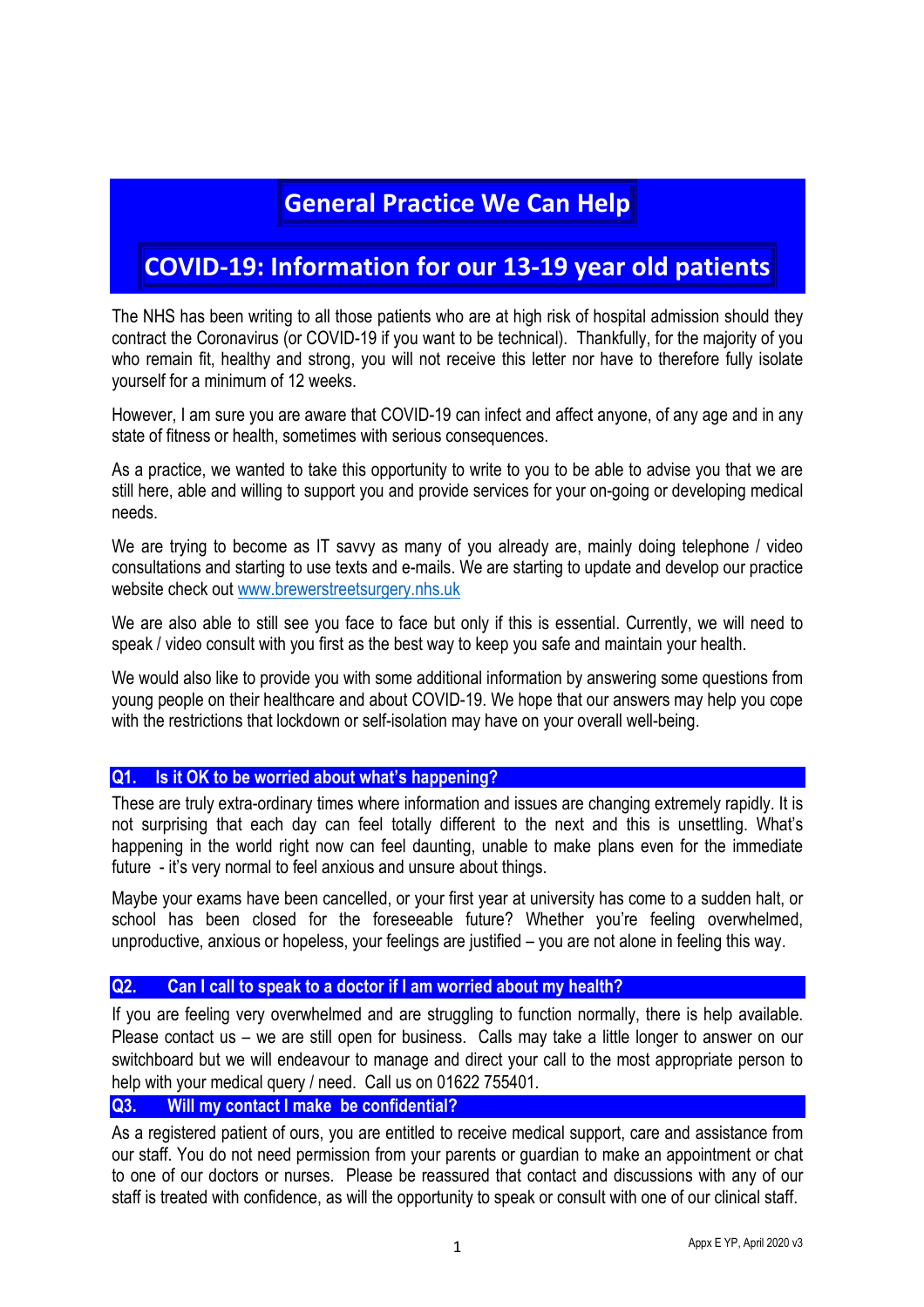# General Practice We Can Help

# COVID-19: Information for our 13-19 year old patients

The NHS has been writing to all those patients who are at high risk of hospital admission should they contract the Coronavirus (or COVID-19 if you want to be technical). Thankfully, for the majority of you who remain fit, healthy and strong, you will not receive this letter nor have to therefore fully isolate yourself for a minimum of 12 weeks.

However, I am sure you are aware that COVID-19 can infect and affect anyone, of any age and in any state of fitness or health, sometimes with serious consequences.

As a practice, we wanted to take this opportunity to write to you to be able to advise you that we are still here, able and willing to support you and provide services for your on-going or developing medical needs.

We are trying to become as IT savvy as many of you already are, mainly doing telephone / video consultations and starting to use texts and e-mails. We are starting to update and develop our practice website check out [www.brewerstreetsurgery.nhs.uk](http://www.brewerstreetsurgery.nhs.uk)

We are also able to still see you face to face but only if this is essential. Currently, we will need to speak / video consult with you first as the best way to keep you safe and maintain your health.

We would also like to provide you with some additional information by answering some questions from young people on their healthcare and about COVID-19. We hope that our answers may help you cope with the restrictions that lockdown or self-isolation may have on your overall well-being.

## Q1. Is it OK to be worried about what's happening?

These are truly extra-ordinary times where information and issues are changing extremely rapidly. It is not surprising that each day can feel totally different to the next and this is unsettling. What's happening in the world right now can feel daunting, unable to make plans even for the immediate future - it's very normal to feel anxious and unsure about things.

Maybe your exams have been cancelled, or your first year at university has come to a sudden halt, or school has been closed for the foreseeable future? Whether you're feeling overwhelmed, unproductive, anxious or hopeless, your feelings are justified – you are not alone in feeling this way.

## Q2. Can I call to speak to a doctor if I am worried about my health?

If you are feeling very overwhelmed and are struggling to function normally, there is help available. Please contact us – we are still open for business. Calls may take a little longer to answer on our switchboard but we will endeavour to manage and direct your call to the most appropriate person to help with your medical query / need. Call us on 01622 755401.

## Q3. Will my contact I make be confidential?

As a registered patient of ours, you are entitled to receive medical support, care and assistance from our staff. You do not need permission from your parents or guardian to make an appointment or chat to one of our doctors or nurses. Please be reassured that contact and discussions with any of our staff is treated with confidence, as will the opportunity to speak or consult with one of our clinical staff.

Appx E YP, April 2020 v3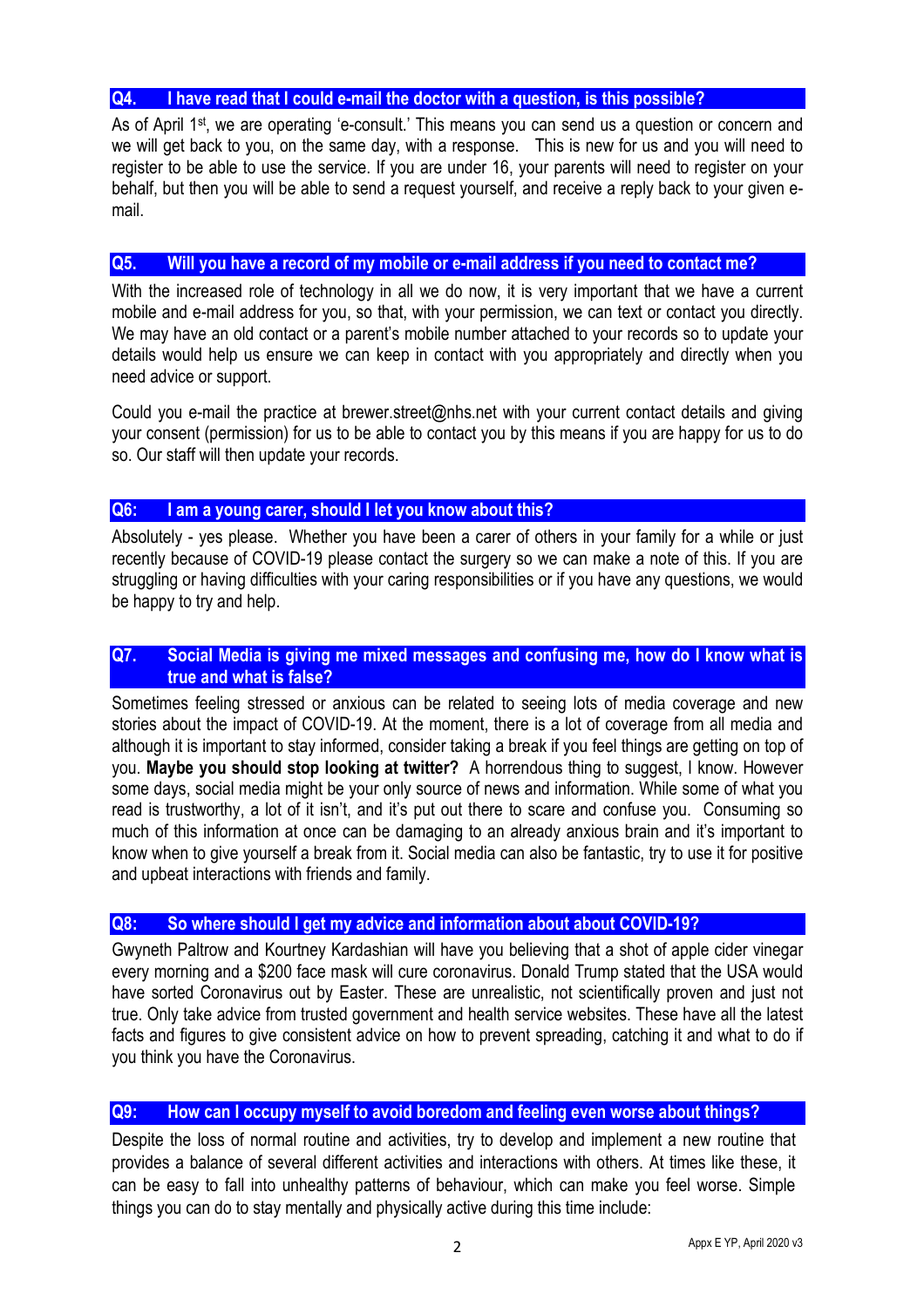### Q4. I have read that I could e-mail the doctor with a question, is this possible?

As of April 1st, we are operating 'e-consult.' This means you can send us a question or concern and we will get back to you, on the same day, with a response. This is new for us and you will need to register to be able to use the service. If you are under 16, your parents will need to register on your behalf, but then you will be able to send a request yourself, and receive a reply back to your given e-mail.

### Q5. Will you have a record of my mobile or e-mail address if you need to contact me?

With the increased role of technology in all we do now, it is very important that we have a current mobile and e-mail address for you, so that, with your permission, we can text or contact you directly. We may have an old contact or a parent's mobile number attached to your records so to update your details would help us ensure we can keep in contact with you appropriately and directly when you need advice or support.

Could you e-mail the practice at brewer.street@nhs.net with your current contact details and giving your consent (permission) for us to be able to contact you by this means if you are happy for us to do so. Our staff will then update your records.

### Q6: I am a young carer, should I let you know about this?

Absolutely - yes please. Whether you have been a carer of others in your family for a while or just recently because of COVID-19 please contact the surgery so we can make a note of this. If you are struggling or having difficulties with your caring responsibilities or if you have any questions, we would be happy to try and help.

### Q7. Social Media is giving me mixed messages and confusing me, how do I know what is true and what is false?

Sometimes feeling stressed or anxious can be related to seeing lots of media coverage and new stories about the impact of COVID-19. At the moment, there is a lot of coverage from all media and although it is important to stay informed, consider taking a break if you feel things are getting on top of you. **Maybe you should stop looking at twitter?** A horrendous thing to suggest, I know. However some days, social media might be your only source of news and information. While some of what you read is trustworthy, a lot of it isn't, and it's put out there to scare and confuse you. Consuming so much of this information at once can be damaging to an already anxious brain and it's important to know when to give yourself a break from it. Social media can also be fantastic, try to use it for positive and upbeat interactions with friends and family.

### Q8: So where should I get my advice and information about about COVID-19?

Gwyneth Paltrow and Kourtney Kardashian will have you believing that a shot of apple cider vinegar every morning and a $200 face mask will cure coronavirus. Donald Trump stated that the USA would have sorted Coronavirus out by Easter. These are unrealistic, not scientifically proven and just not true. Only take advice from trusted government and health service websites. These have all the latest facts and figures to give consistent advice on how to prevent spreading, catching it and what to do if you think you have the Coronavirus.

### Q9: How can I occupy myself to avoid boredom and feeling even worse about things?

Despite the loss of normal routine and activities, try to develop and implement a new routine that provides a balance of several different activities and interactions with others. At times like these, it can be easy to fall into unhealthy patterns of behaviour, which can make you feel worse. Simple things you can do to stay mentally and physically active during this time include: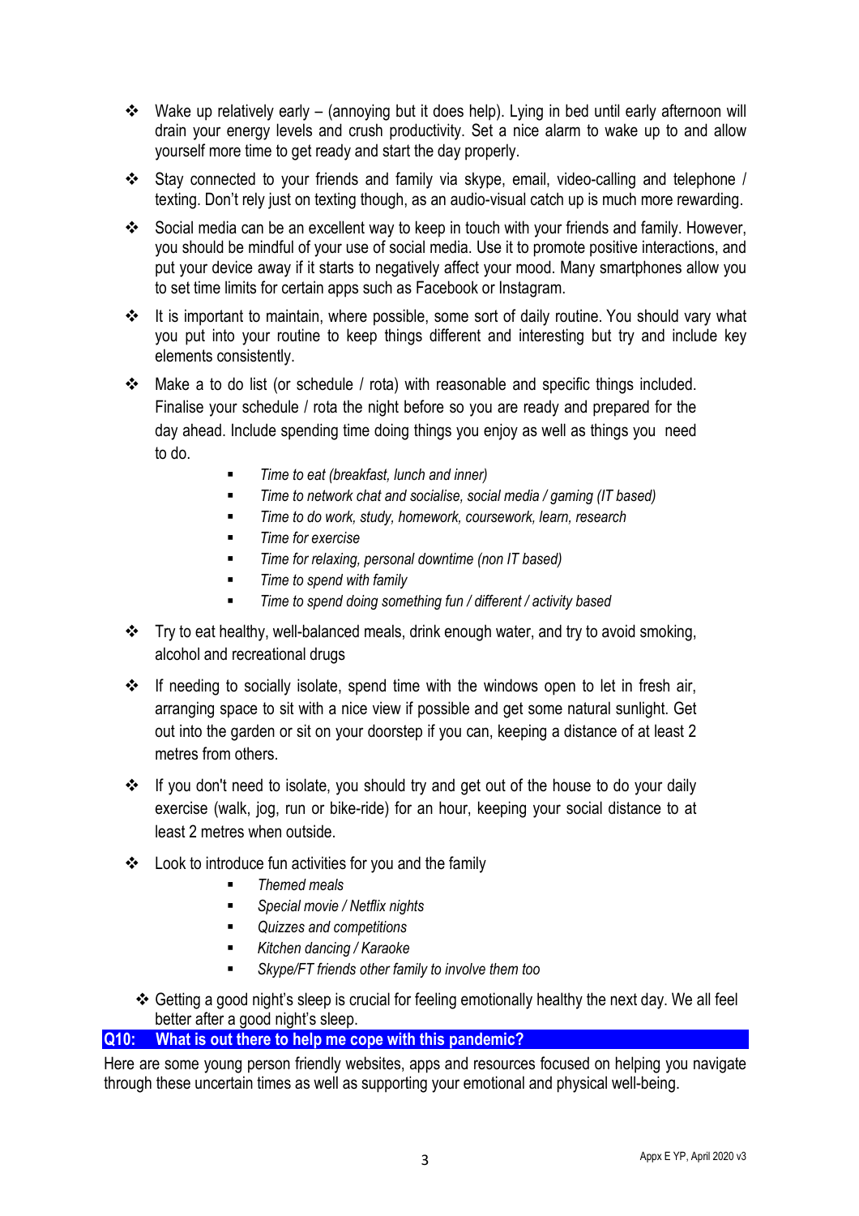- Wake up relatively early – (annoying but it does help). Lying in bed until early afternoon will drain your energy levels and crush productivity. Set a nice alarm to wake up to and allow yourself more time to get ready and start the day properly.
- Stay connected to your friends and family via skype, email, video-calling and telephone / texting. Don't rely just on texting though, as an audio-visual catch up is much more rewarding.
- Social media can be an excellent way to keep in touch with your friends and family. However, you should be mindful of your use of social media. Use it to promote positive interactions, and put your device away if it starts to negatively affect your mood. Many smartphones allow you to set time limits for certain apps such as Facebook or Instagram.
- It is important to maintain, where possible, some sort of daily routine. You should vary what you put into your routine to keep things different and interesting but try and include key elements consistently.
- Make a to do list (or schedule / rota) with reasonable and specific things included. Finalise your schedule / rota the night before so you are ready and prepared for the day ahead. Include spending time doing things you enjoy as well as things you need to do.
    - *Time to eat (breakfast, lunch and inner)*
    - *Time to network chat and socialise, social media / gaming (IT based)*
    - *Time to do work, study, homework, coursework, learn, research*
    - *Time for exercise*
    - *Time for relaxing, personal downtime (non IT based)*
    - *Time to spend with family*
    - *Time to spend doing something fun / different / activity based*
- Try to eat healthy, well-balanced meals, drink enough water, and try to avoid smoking, alcohol and recreational drugs
- If needing to socially isolate, spend time with the windows open to let in fresh air, arranging space to sit with a nice view if possible and get some natural sunlight. Get out into the garden or sit on your doorstep if you can, keeping a distance of at least 2 metres from others.
- If you don't need to isolate, you should try and get out of the house to do your daily exercise (walk, jog, run or bike-ride) for an hour, keeping your social distance to at least 2 metres when outside.
- Look to introduce fun activities for you and the family
    - *Themed meals*
    - *Special movie / Netflix nights*
    - *Quizzes and competitions*
    - *Kitchen dancing / Karaoke*
    - *Skype/FT friends other family to involve them too*
- Getting a good night's sleep is crucial for feeling emotionally healthy the next day. We all feel better after a good night's sleep.

## Q10: What is out there to help me cope with this pandemic?

Here are some young person friendly websites, apps and resources focused on helping you navigate through these uncertain times as well as supporting your emotional and physical well-being.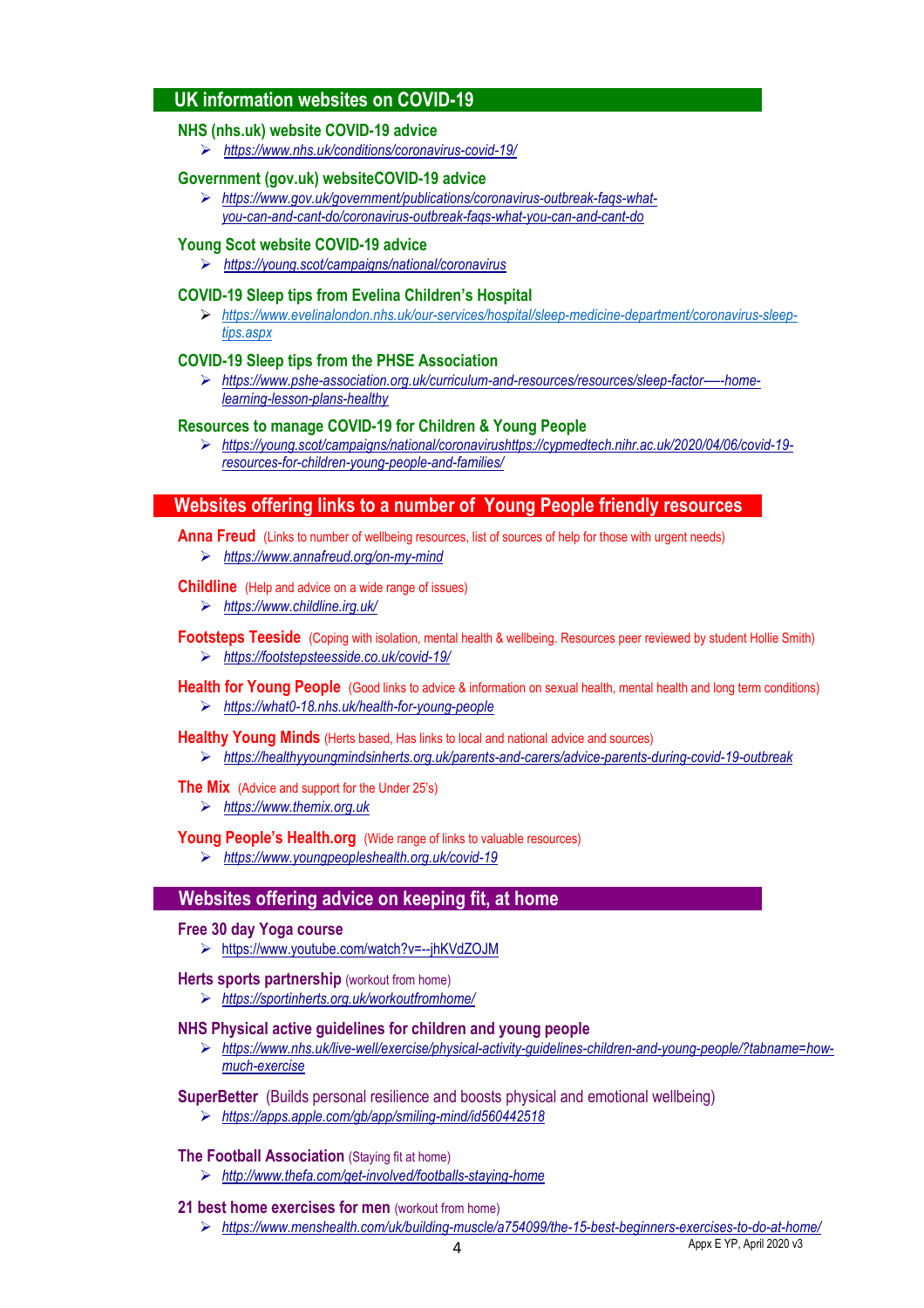## UK information websites on COVID-19

### NHS (nhs.uk) website COVID-19 advice

- *https://www.nhs.uk/conditions/coronavirus-covid-19/*

### Government (gov.uk) websiteCOVID-19 advice

- *https://www.gov.uk/government/publications/coronavirus-outbreak-faqs-what-you-can-and-cant-do/coronavirus-outbreak-faqs-what-you-can-and-cant-do*

### Young Scot website COVID-19 advice

- *https://young.scot/campaigns/national/coronavirus*

### COVID-19 Sleep tips from Evelina Children's Hospital

- *https://www.evelinalondon.nhs.uk/our-services/hospital/sleep-medicine-department/coronavirus-sleep-tips.aspx*

### COVID-19 Sleep tips from the PHSE Association

- *https://www.pshe-association.org.uk/curriculum-and-resources/resources/sleep-factor-–--home-learning-lesson-plans-healthy*

### Resources to manage COVID-19 for Children & Young People

- *https://young.scot/campaigns/national/coronavirushttps://cypmedtech.nihr.ac.uk/2020/04/06/covid-19-resources-for-children-young-people-and-families/*

## Websites offering links to a number of Young People friendly resources

**Anna Freud** (Links to number of wellbeing resources, list of sources of help for those with urgent needs)

- *https://www.annafreud.org/on-my-mind*

**Childline** (Help and advice on a wide range of issues)

- *https://www.childline.irg.uk/*

**Footsteps Teeside** (Coping with isolation, mental health & wellbeing. Resources peer reviewed by student Hollie Smith)

- *https://footstepsteesside.co.uk/covid-19/*

**Health for Young People** (Good links to advice & information on sexual health, mental health and long term conditions)

- *https://what0-18.nhs.uk/health-for-young-people*

**Healthy Young Minds** (Herts based, Has links to local and national advice and sources)

- *https://healthyyoungmindsinherts.org.uk/parents-and-carers/advice-parents-during-covid-19-outbreak*

**The Mix** (Advice and support for the Under 25's)

- *https://www.themix.org.uk*

**Young People's Health.org** (Wide range of links to valuable resources)

- *https://www.youngpeopleshealth.org.uk/covid-19*

## Websites offering advice on keeping fit, at home

**Free 30 day Yoga course**

- https://www.youtube.com/watch?v=--jhKVdZOJM

**Herts sports partnership** (workout from home)

- *https://sportinherts.org.uk/workoutfromhome/*

**NHS Physical active guidelines for children and young people**

- *https://www.nhs.uk/live-well/exercise/physical-activity-guidelines-children-and-young-people/?tabname=how-much-exercise*

**SuperBetter** (Builds personal resilience and boosts physical and emotional wellbeing)

- *https://apps.apple.com/gb/app/smiling-mind/id560442518*

**The Football Association** (Staying fit at home)

- *http://www.thefa.com/get-involved/footballs-staying-home*

**21 best home exercises for men** (workout from home)

- *https://www.menshealth.com/uk/building-muscle/a754099/the-15-best-beginners-exercises-to-do-at-home/*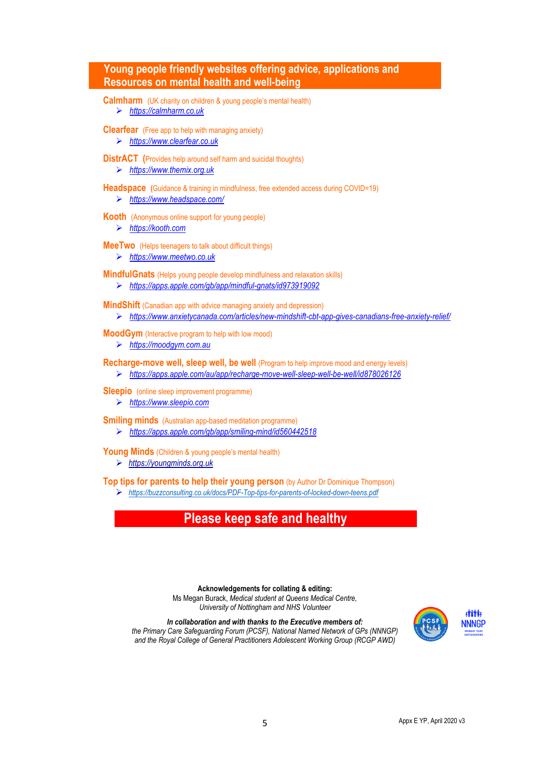## Young people friendly websites offering advice, applications and Resources on mental health and well-being

**Calmharm** (UK charity on children & young people's mental health)
- https://calmharm.co.uk

**Clearfear** (Free app to help with managing anxiety)
- https://www.clearfear.co.uk

**DistrACT** (Provides help around self harm and suicidal thoughts)
- https://www.themix.org.uk

**Headspace** (Guidance & training in mindfulness, free extended access during COVID=19)
- https://www.headspace.com/

**Kooth** (Anonymous online support for young people)
- https://kooth.com

**MeeTwo** (Helps teenagers to talk about difficult things)
- https://www.meetwo.co.uk

**MindfulGnats** (Helps young people develop mindfulness and relaxation skills)
- https://apps.apple.com/gb/app/mindful-gnats/id973919092

**MindShift** (Canadian app with advice managing anxiety and depression)
- https://www.anxietycanada.com/articles/new-mindshift-cbt-app-gives-canadians-free-anxiety-relief/

**MoodGym** (Interactive program to help with low mood)
- https://moodgym.com.au

**Recharge-move well, sleep well, be well** (Program to help improve mood and energy levels)
- https://apps.apple.com/au/app/recharge-move-well-sleep-well-be-well/id878026126

**Sleepio** (online sleep improvement programme)
- https://www.sleepio.com

**Smiling minds** (Australian app-based meditation programme)
- https://apps.apple.com/gb/app/smiling-mind/id560442518

**Young Minds** (Children & young people's mental health)
- https://youngminds.org.uk

**Top tips for parents to help their young person** (by Author Dr Dominique Thompson)
- https://buzzconsulting.co.uk/docs/PDF-Top-tips-for-parents-of-locked-down-teens.pdf

## Please keep safe and healthy

**Acknowledgements for collating & editing:**
Ms Megan Burack, *Medical student at Queens Medical Centre, University of Nottingham and NHS Volunteer*

***In collaboration and with thanks to the Executive members of:***
*the Primary Care Safeguarding Forum (PCSF), National Named Network of GPs (NNNGP) and the Royal College of General Practitioners Adolescent Working Group (RCGP AWD)*

Appx E YP, April 2020 v3